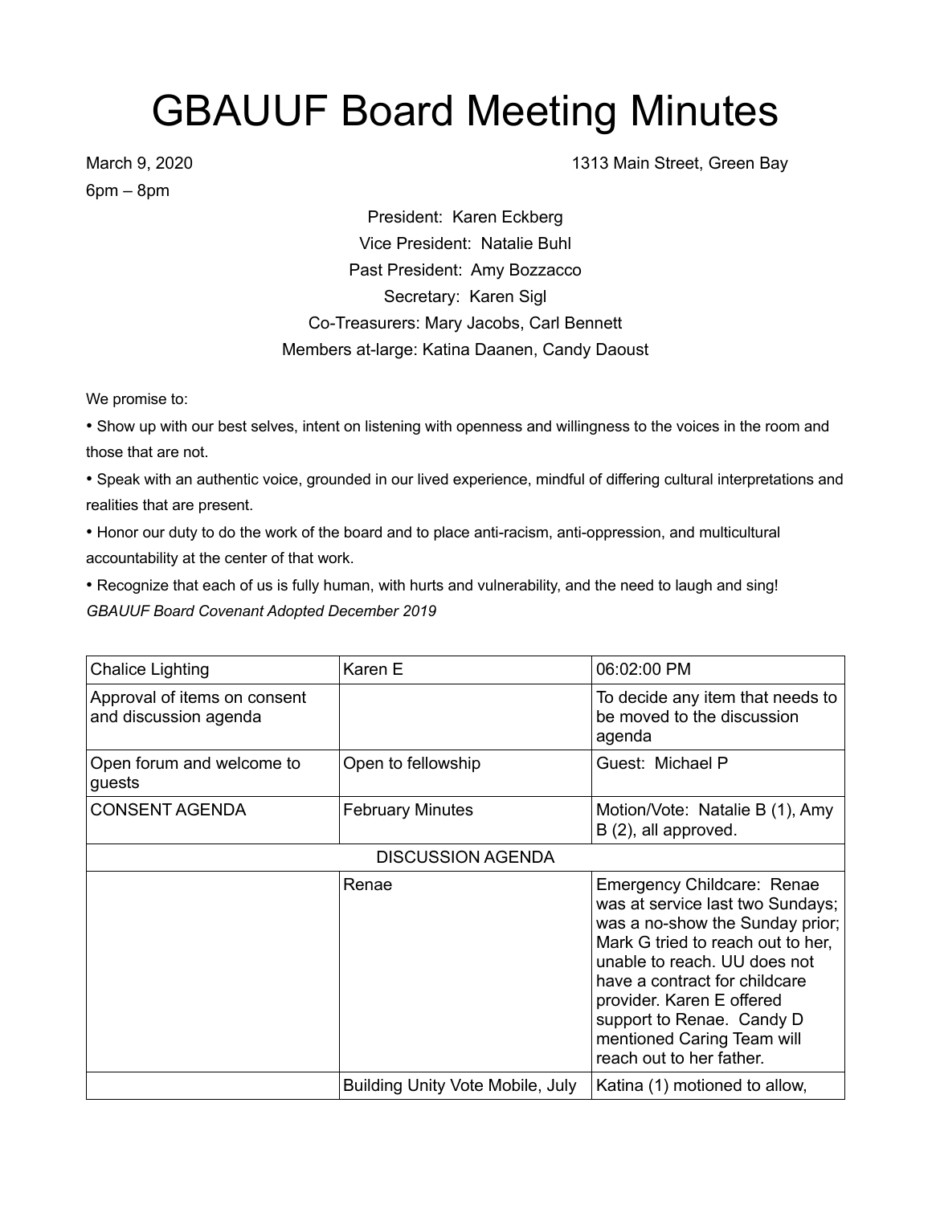# GBAUUF Board Meeting Minutes

March 9, 2020 | 1313 Main Street, Green Bay
6pm – 8pm

President: Karen Eckberg
Vice President: Natalie Buhl
Past President: Amy Bozzacco
Secretary: Karen Sigl
Co-Treasurers: Mary Jacobs, Carl Bennett
Members at-large: Katina Daanen, Candy Daoust

We promise to:

• Show up with our best selves, intent on listening with openness and willingness to the voices in the room and those that are not.

• Speak with an authentic voice, grounded in our lived experience, mindful of differing cultural interpretations and realities that are present.

• Honor our duty to do the work of the board and to place anti-racism, anti-oppression, and multicultural accountability at the center of that work.

• Recognize that each of us is fully human, with hurts and vulnerability, and the need to laugh and sing!

*GBAUUF Board Covenant Adopted December 2019*

| | | |
|---|---|---|
| Chalice Lighting | Karen E | 06:02:00 PM |
| Approval of items on consent and discussion agenda | | To decide any item that needs to be moved to the discussion agenda |
| Open forum and welcome to guests | Open to fellowship | Guest: Michael P |
| CONSENT AGENDA | February Minutes | Motion/Vote: Natalie B (1), Amy B (2), all approved. |
| DISCUSSION AGENDA | | |
| | Renae | Emergency Childcare: Renae was at service last two Sundays; was a no-show the Sunday prior; Mark G tried to reach out to her, unable to reach. UU does not have a contract for childcare provider. Karen E offered support to Renae. Candy D mentioned Caring Team will reach out to her father. |
| | Building Unity Vote Mobile, July | Katina (1) motioned to allow, |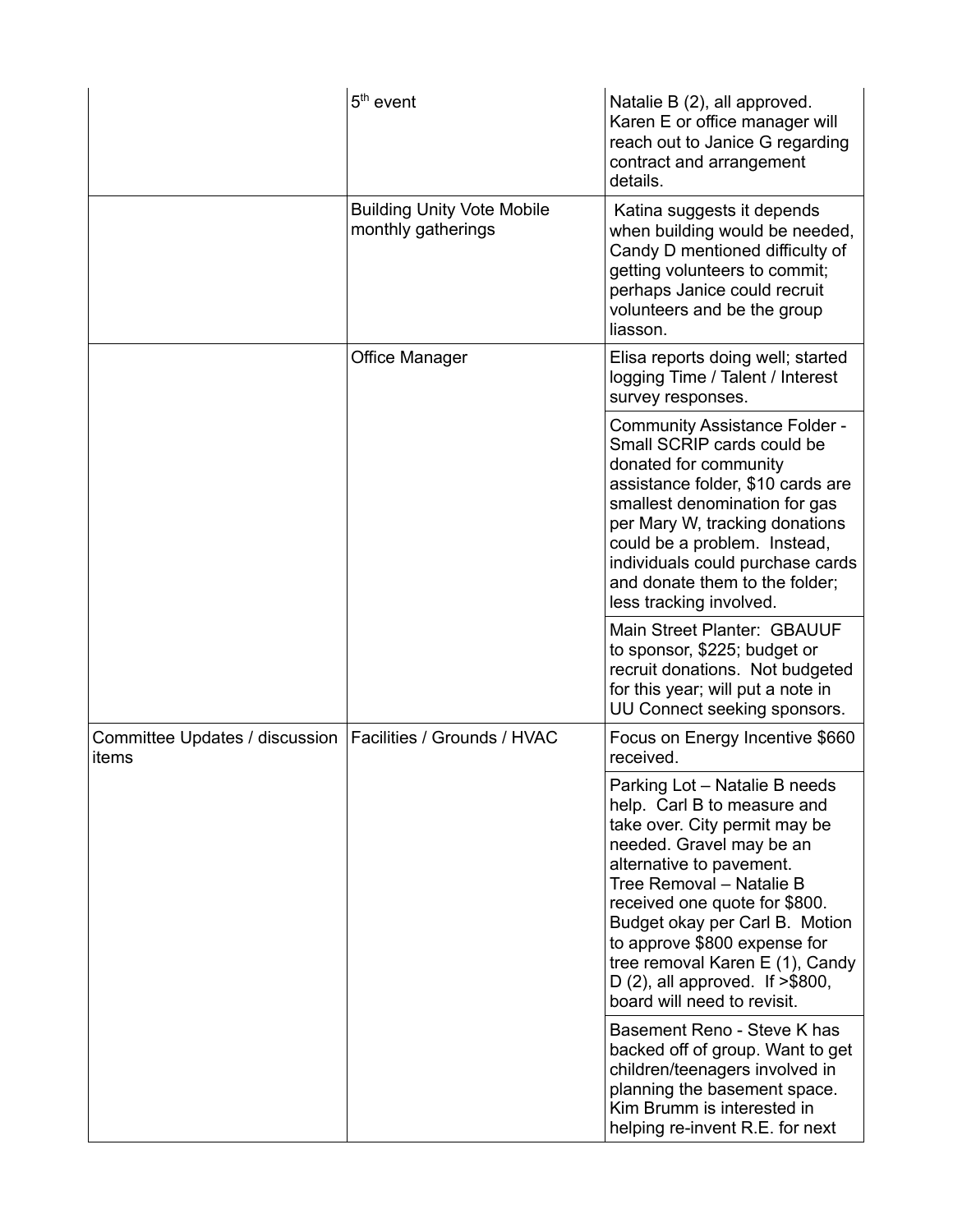| | | |
|---|---|---|
| | 5th event | Natalie B (2), all approved. Karen E or office manager will reach out to Janice G regarding contract and arrangement details. |
| | Building Unity Vote Mobile monthly gatherings | Katina suggests it depends when building would be needed, Candy D mentioned difficulty of getting volunteers to commit; perhaps Janice could recruit volunteers and be the group liasson. |
| | Office Manager | Elisa reports doing well; started logging Time / Talent / Interest survey responses. |
| | | Community Assistance Folder - Small SCRIP cards could be donated for community assistance folder, $10 cards are smallest denomination for gas per Mary W, tracking donations could be a problem. Instead, individuals could purchase cards and donate them to the folder; less tracking involved. |
| | | Main Street Planter: GBAUUF to sponsor, $225; budget or recruit donations. Not budgeted for this year; will put a note in UU Connect seeking sponsors. |
| Committee Updates / discussion items | Facilities / Grounds / HVAC | Focus on Energy Incentive $660 received. |
| | | Parking Lot – Natalie B needs help. Carl B to measure and take over. City permit may be needed. Gravel may be an alternative to pavement.<br>Tree Removal – Natalie B received one quote for $800. Budget okay per Carl B. Motion to approve $800 expense for tree removal Karen E (1), Candy D (2), all approved. If >$800, board will need to revisit. |
| | | Basement Reno - Steve K has backed off of group. Want to get children/teenagers involved in planning the basement space. Kim Brumm is interested in helping re-invent R.E. for next |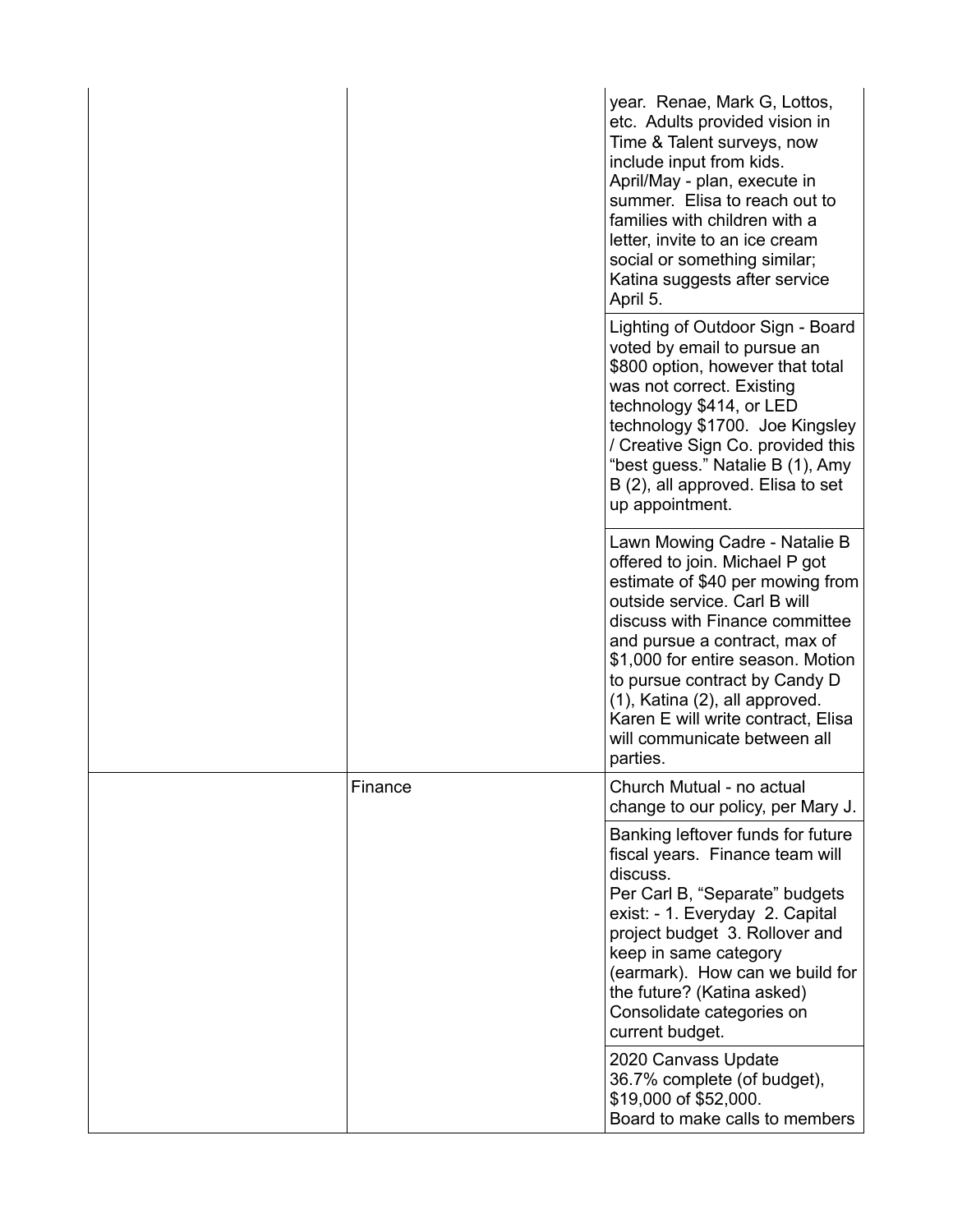| | | |
|---|---|---|
| | | year. Renae, Mark G, Lottos, etc. Adults provided vision in Time & Talent surveys, now include input from kids. April/May - plan, execute in summer. Elisa to reach out to families with children with a letter, invite to an ice cream social or something similar; Katina suggests after service April 5. |
| | | Lighting of Outdoor Sign - Board voted by email to pursue an $800 option, however that total was not correct. Existing technology $414, or LED technology $1700. Joe Kingsley / Creative Sign Co. provided this "best guess." Natalie B (1), Amy B (2), all approved. Elisa to set up appointment. |
| | | Lawn Mowing Cadre - Natalie B offered to join. Michael P got estimate of $40 per mowing from outside service. Carl B will discuss with Finance committee and pursue a contract, max of $1,000 for entire season. Motion to pursue contract by Candy D (1), Katina (2), all approved. Karen E will write contract, Elisa will communicate between all parties. |
| | Finance | Church Mutual - no actual change to our policy, per Mary J. |
| | | Banking leftover funds for future fiscal years. Finance team will discuss.<br>Per Carl B, "Separate" budgets exist: - 1. Everyday 2. Capital project budget 3. Rollover and keep in same category (earmark). How can we build for the future? (Katina asked) Consolidate categories on current budget. |
| | | 2020 Canvass Update<br>36.7% complete (of budget), $19,000 of $52,000.<br>Board to make calls to members |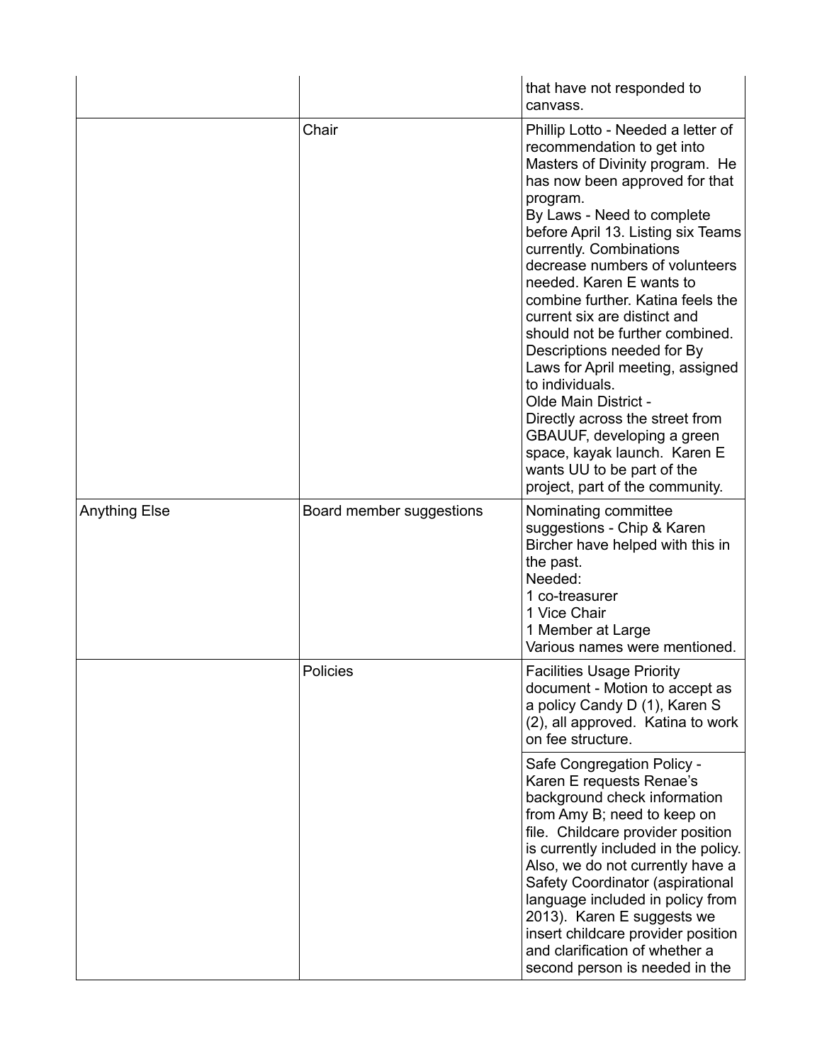| | | |
|---|---|---|
| | | that have not responded to canvass. |
| | Chair | Phillip Lotto - Needed a letter of recommendation to get into Masters of Divinity program. He has now been approved for that program.<br>By Laws - Need to complete before April 13. Listing six Teams currently. Combinations decrease numbers of volunteers needed. Karen E wants to combine further. Katina feels the current six are distinct and should not be further combined. Descriptions needed for By Laws for April meeting, assigned to individuals.<br>Olde Main District -<br>Directly across the street from GBAUUF, developing a green space, kayak launch. Karen E wants UU to be part of the project, part of the community. |
| Anything Else | Board member suggestions | Nominating committee suggestions - Chip & Karen Bircher have helped with this in the past.<br>Needed:<br>1 co-treasurer<br>1 Vice Chair<br>1 Member at Large<br>Various names were mentioned. |
| | Policies | Facilities Usage Priority document - Motion to accept as a policy Candy D (1), Karen S (2), all approved. Katina to work on fee structure. |
| | | Safe Congregation Policy - Karen E requests Renae's background check information from Amy B; need to keep on file. Childcare provider position is currently included in the policy. Also, we do not currently have a Safety Coordinator (aspirational language included in policy from 2013). Karen E suggests we insert childcare provider position and clarification of whether a second person is needed in the |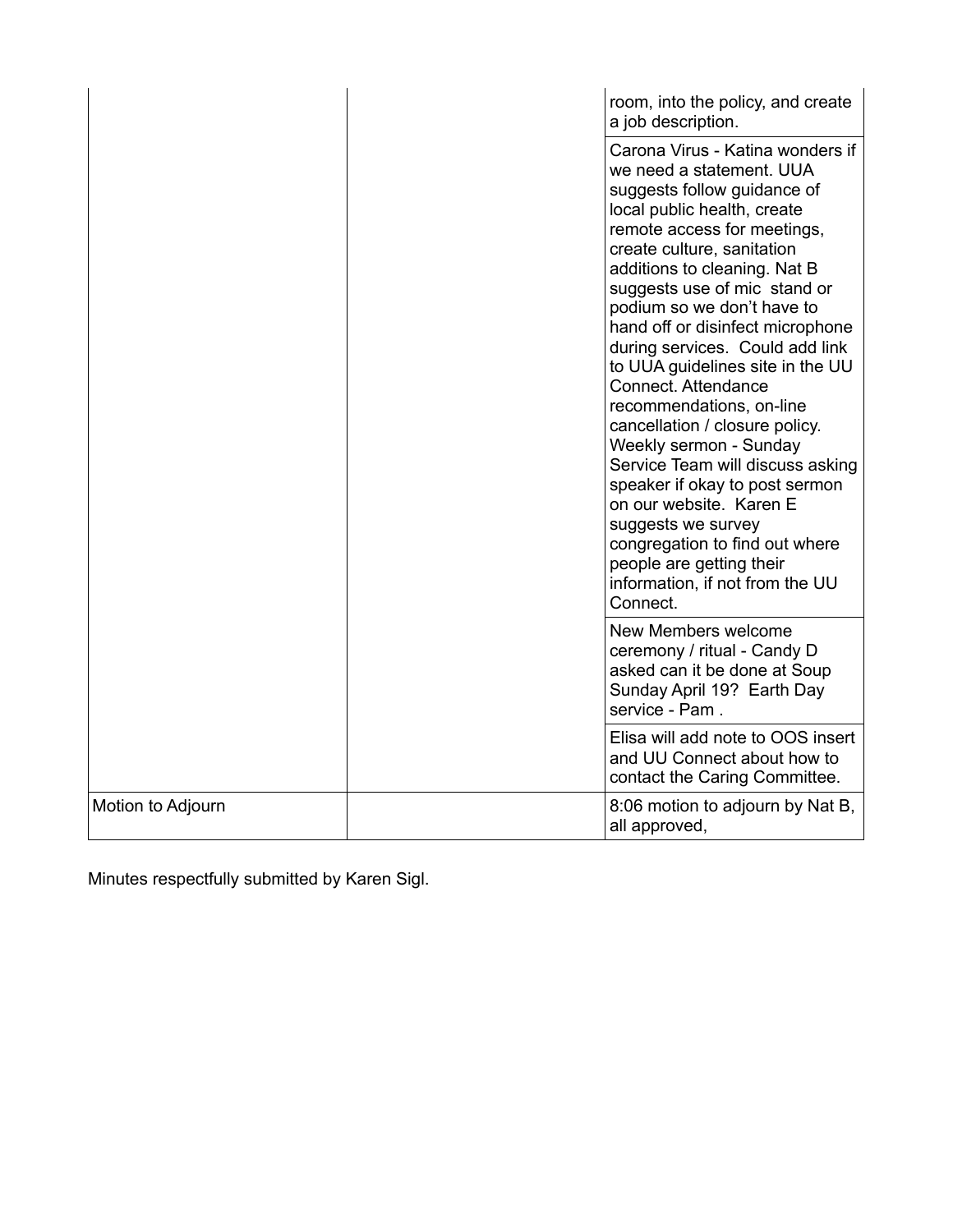| | | |
|---|---|---|
| | | room, into the policy, and create a job description. |
| | | Carona Virus - Katina wonders if we need a statement. UUA suggests follow guidance of local public health, create remote access for meetings, create culture, sanitation additions to cleaning. Nat B suggests use of mic stand or podium so we don't have to hand off or disinfect microphone during services. Could add link to UUA guidelines site in the UU Connect. Attendance recommendations, on-line cancellation / closure policy. Weekly sermon - Sunday Service Team will discuss asking speaker if okay to post sermon on our website. Karen E suggests we survey congregation to find out where people are getting their information, if not from the UU Connect. |
| | | New Members welcome ceremony / ritual - Candy D asked can it be done at Soup Sunday April 19? Earth Day service - Pam . |
| | | Elisa will add note to OOS insert and UU Connect about how to contact the Caring Committee. |
| Motion to Adjourn | | 8:06 motion to adjourn by Nat B, all approved, |

Minutes respectfully submitted by Karen Sigl.